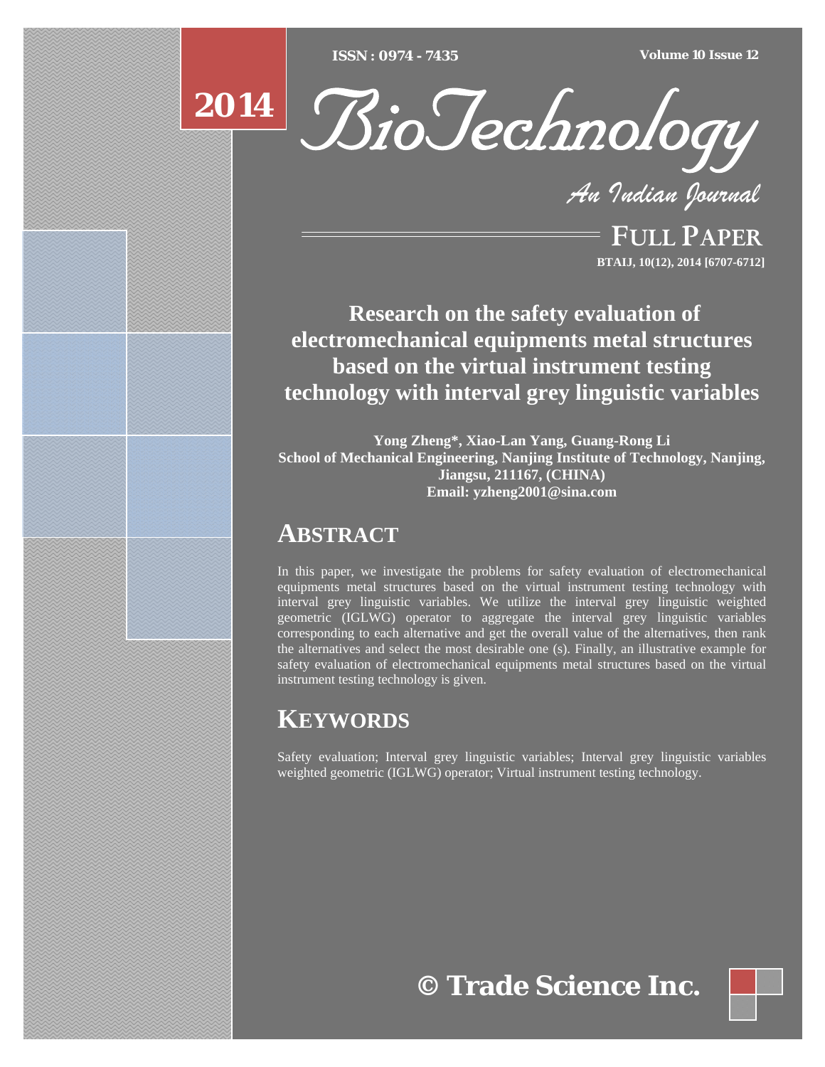# Research on the safety evaluation of electromechanical equipments metal structures based on the virtual instrument testing technology with interval grey linguistic variables

**Yong Zheng*, Xiao-Lan Yang, Guang-Rong Li**
**School of Mechanical Engineering, Nanjing Institute of Technology, Nanjing, Jiangsu, 211167, (CHINA)**
**Email: yzheng2001@sina.com**

## ABSTRACT

In this paper, we investigate the problems for safety evaluation of electromechanical equipments metal structures based on the virtual instrument testing technology with interval grey linguistic variables. We utilize the interval grey linguistic weighted geometric (IGLWG) operator to aggregate the interval grey linguistic variables corresponding to each alternative and get the overall value of the alternatives, then rank the alternatives and select the most desirable one (s). Finally, an illustrative example for safety evaluation of electromechanical equipments metal structures based on the virtual instrument testing technology is given.

## KEYWORDS

Safety evaluation; Interval grey linguistic variables; Interval grey linguistic variables weighted geometric (IGLWG) operator; Virtual instrument testing technology.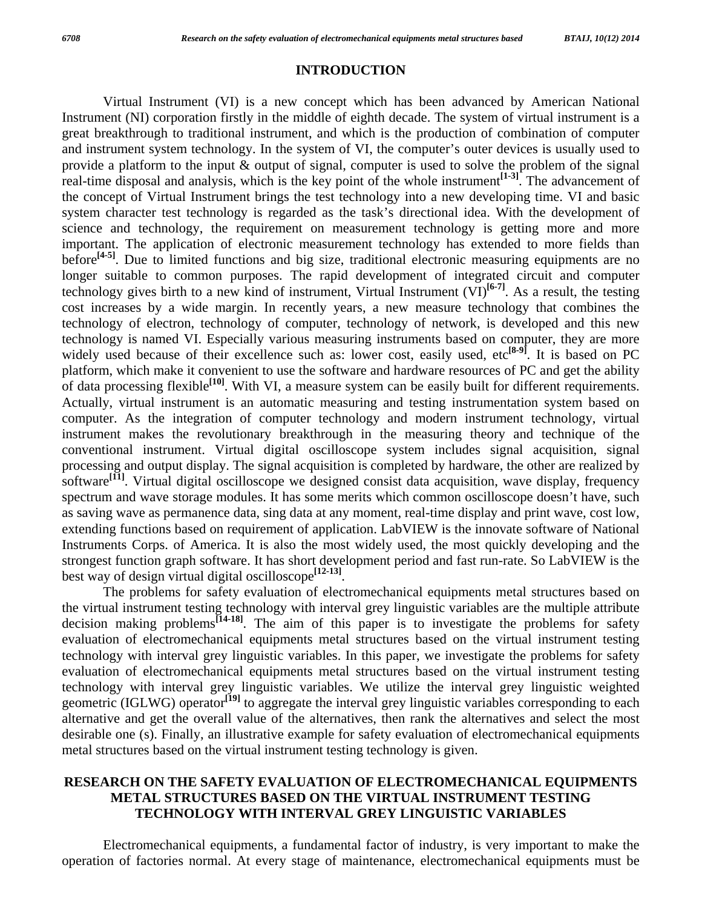## INTRODUCTION

Virtual Instrument (VI) is a new concept which has been advanced by American National Instrument (NI) corporation firstly in the middle of eighth decade. The system of virtual instrument is a great breakthrough to traditional instrument, and which is the production of combination of computer and instrument system technology. In the system of VI, the computer's outer devices is usually used to provide a platform to the input & output of signal, computer is used to solve the problem of the signal real-time disposal and analysis, which is the key point of the whole instrument[1-3]. The advancement of the concept of Virtual Instrument brings the test technology into a new developing time. VI and basic system character test technology is regarded as the task's directional idea. With the development of science and technology, the requirement on measurement technology is getting more and more important. The application of electronic measurement technology has extended to more fields than before[4-5]. Due to limited functions and big size, traditional electronic measuring equipments are no longer suitable to common purposes. The rapid development of integrated circuit and computer technology gives birth to a new kind of instrument, Virtual Instrument (VI)[6-7]. As a result, the testing cost increases by a wide margin. In recently years, a new measure technology that combines the technology of electron, technology of computer, technology of network, is developed and this new technology is named VI. Especially various measuring instruments based on computer, they are more widely used because of their excellence such as: lower cost, easily used, etc[8-9]. It is based on PC platform, which make it convenient to use the software and hardware resources of PC and get the ability of data processing flexible[10]. With VI, a measure system can be easily built for different requirements. Actually, virtual instrument is an automatic measuring and testing instrumentation system based on computer. As the integration of computer technology and modern instrument technology, virtual instrument makes the revolutionary breakthrough in the measuring theory and technique of the conventional instrument. Virtual digital oscilloscope system includes signal acquisition, signal processing and output display. The signal acquisition is completed by hardware, the other are realized by software[11]. Virtual digital oscilloscope we designed consist data acquisition, wave display, frequency spectrum and wave storage modules. It has some merits which common oscilloscope doesn't have, such as saving wave as permanence data, sing data at any moment, real-time display and print wave, cost low, extending functions based on requirement of application. LabVIEW is the innovate software of National Instruments Corps. of America. It is also the most widely used, the most quickly developing and the strongest function graph software. It has short development period and fast run-rate. So LabVIEW is the best way of design virtual digital oscilloscope[12-13].

The problems for safety evaluation of electromechanical equipments metal structures based on the virtual instrument testing technology with interval grey linguistic variables are the multiple attribute decision making problems[14-18]. The aim of this paper is to investigate the problems for safety evaluation of electromechanical equipments metal structures based on the virtual instrument testing technology with interval grey linguistic variables. In this paper, we investigate the problems for safety evaluation of electromechanical equipments metal structures based on the virtual instrument testing technology with interval grey linguistic variables. We utilize the interval grey linguistic weighted geometric (IGLWG) operator[19] to aggregate the interval grey linguistic variables corresponding to each alternative and get the overall value of the alternatives, then rank the alternatives and select the most desirable one (s). Finally, an illustrative example for safety evaluation of electromechanical equipments metal structures based on the virtual instrument testing technology is given.

## RESEARCH ON THE SAFETY EVALUATION OF ELECTROMECHANICAL EQUIPMENTS METAL STRUCTURES BASED ON THE VIRTUAL INSTRUMENT TESTING TECHNOLOGY WITH INTERVAL GREY LINGUISTIC VARIABLES

Electromechanical equipments, a fundamental factor of industry, is very important to make the operation of factories normal. At every stage of maintenance, electromechanical equipments must be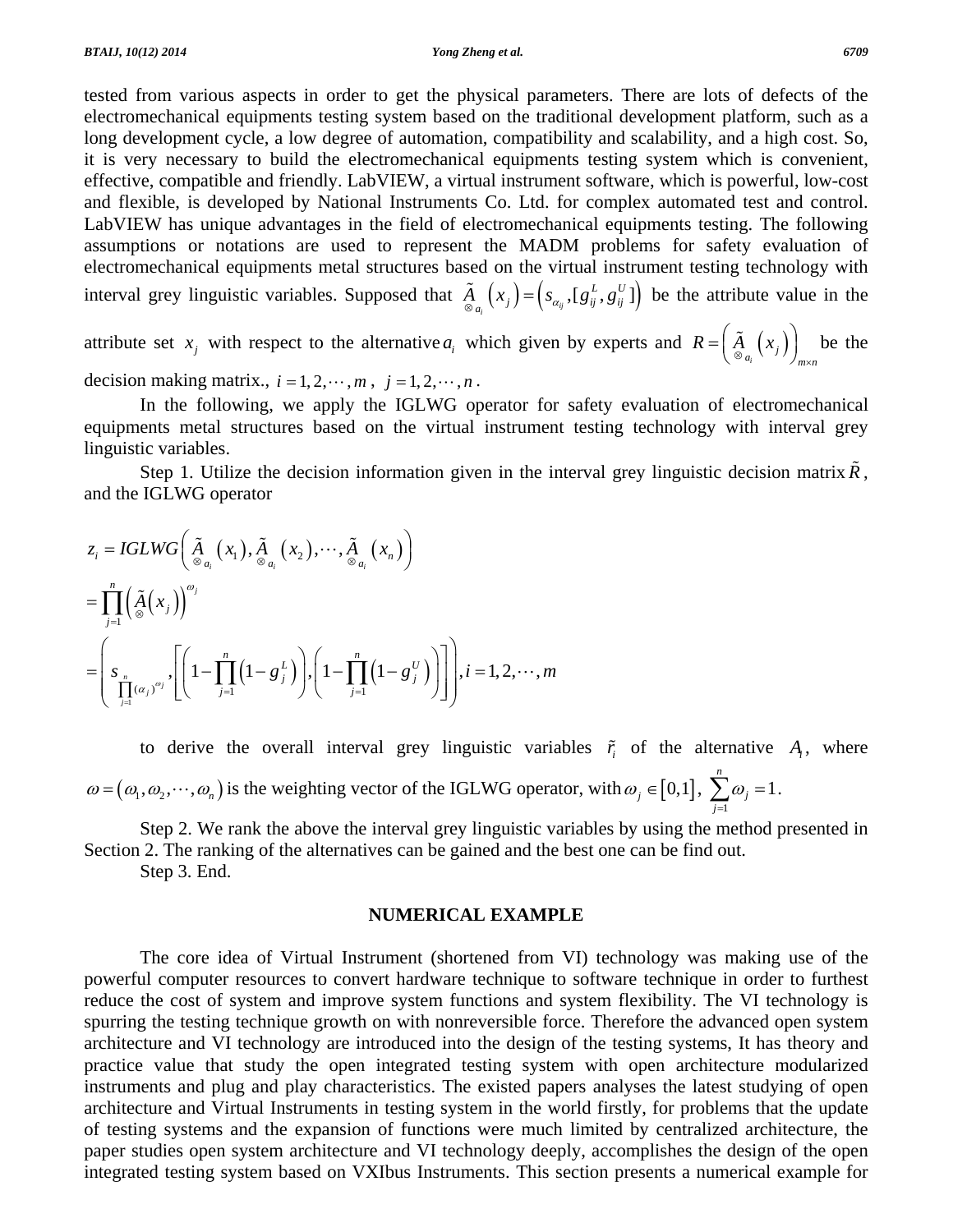tested from various aspects in order to get the physical parameters. There are lots of defects of the electromechanical equipments testing system based on the traditional development platform, such as a long development cycle, a low degree of automation, compatibility and scalability, and a high cost. So, it is very necessary to build the electromechanical equipments testing system which is convenient, effective, compatible and friendly. LabVIEW, a virtual instrument software, which is powerful, low-cost and flexible, is developed by National Instruments Co. Ltd. for complex automated test and control. LabVIEW has unique advantages in the field of electromechanical equipments testing. The following assumptions or notations are used to represent the MADM problems for safety evaluation of electromechanical equipments metal structures based on the virtual instrument testing technology with interval grey linguistic variables. Supposed that $\underset{\otimes a_i}{\tilde{A}}\left(x_j\right)=\left(s_{\alpha_{ij}},[g_{ij}^L,g_{ij}^U]\right)$ be the attribute value in the attribute set $x_j$ with respect to the alternative $a_i$ which given by experts and $R=\left(\underset{\otimes a_i}{\tilde{A}}\left(x_j\right)\right)_{m\times n}$ be the decision making matrix., $i=1,2,\cdots,m$ , $j=1,2,\cdots,n$ .

In the following, we apply the IGLWG operator for safety evaluation of electromechanical equipments metal structures based on the virtual instrument testing technology with interval grey linguistic variables.

Step 1. Utilize the decision information given in the interval grey linguistic decision matrix $\tilde{R}$ , and the IGLWG operator

$$
\begin{aligned}
z_i &= IGLWG\left(\underset{\otimes a_i}{\tilde{A}}\left(x_1\right),\underset{\otimes a_i}{\tilde{A}}\left(x_2\right),\cdots,\underset{\otimes a_i}{\tilde{A}}\left(x_n\right)\right)\\
&=\prod_{j=1}^{n}\left(\underset{\otimes}{\tilde{A}}\left(x_j\right)\right)^{\omega_j}\\
&=\left(s_{\prod_{j=1}^{n}(\alpha_j)^{\omega_j}},\left[\left(1-\prod_{j=1}^{n}\left(1-g_j^L\right)\right),\left(1-\prod_{j=1}^{n}\left(1-g_j^U\right)\right)\right]\right),i=1,2,\cdots,m
\end{aligned}
$$

to derive the overall interval grey linguistic variables $\tilde{r}_i$ of the alternative $A_1$, where $\omega=\left(\omega_1,\omega_2,\cdots,\omega_n\right)$ is the weighting vector of the IGLWG operator, with $\omega_j\in\left[0,1\right]$, $\sum_{j=1}^{n}\omega_j=1$.

Step 2. We rank the above the interval grey linguistic variables by using the method presented in Section 2. The ranking of the alternatives can be gained and the best one can be find out.

Step 3. End.

## NUMERICAL EXAMPLE

The core idea of Virtual Instrument (shortened from VI) technology was making use of the powerful computer resources to convert hardware technique to software technique in order to furthest reduce the cost of system and improve system functions and system flexibility. The VI technology is spurring the testing technique growth on with nonreversible force. Therefore the advanced open system architecture and VI technology are introduced into the design of the testing systems, It has theory and practice value that study the open integrated testing system with open architecture modularized instruments and plug and play characteristics. The existed papers analyses the latest studying of open architecture and Virtual Instruments in testing system in the world firstly, for problems that the update of testing systems and the expansion of functions were much limited by centralized architecture, the paper studies open system architecture and VI technology deeply, accomplishes the design of the open integrated testing system based on VXIbus Instruments. This section presents a numerical example for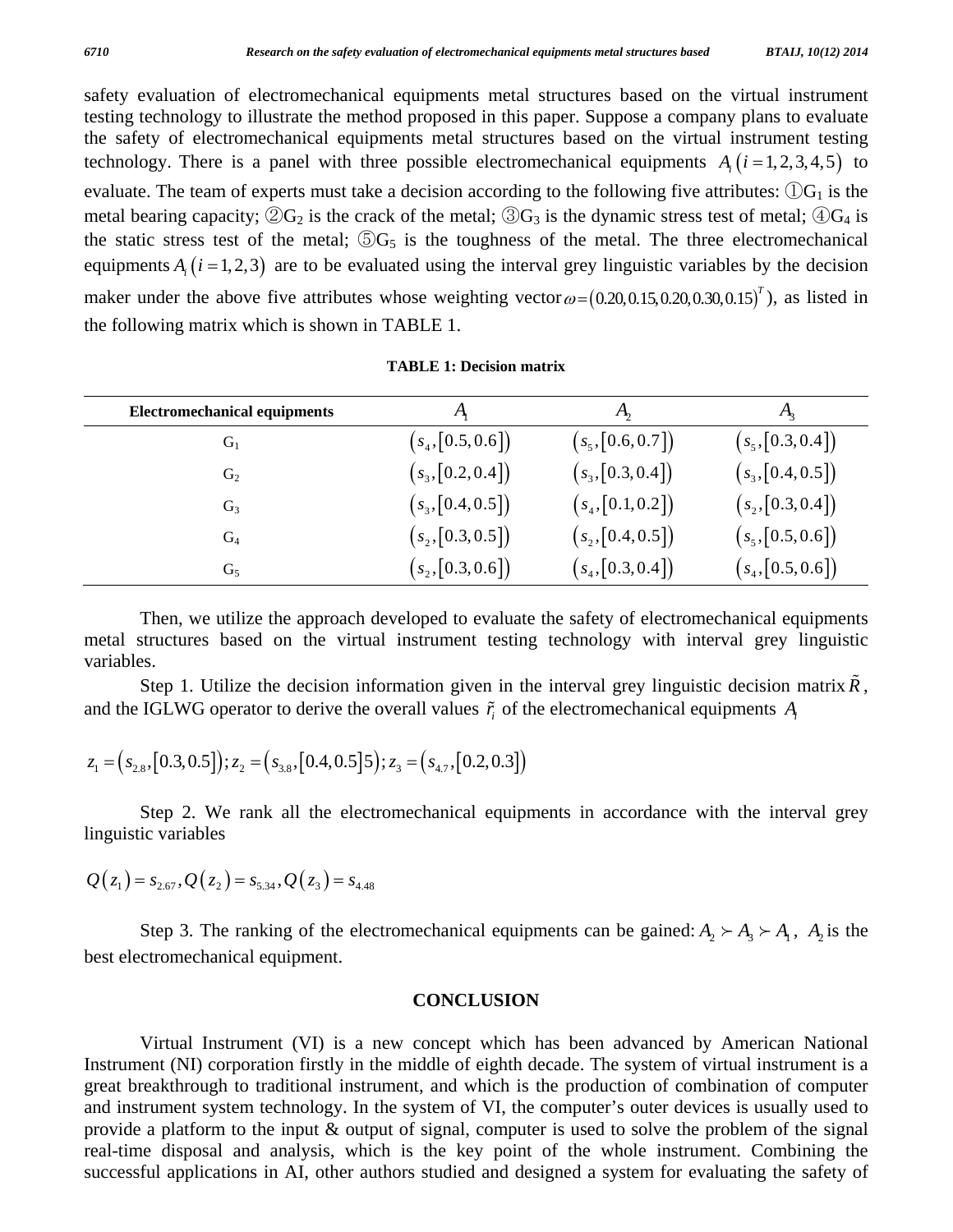safety evaluation of electromechanical equipments metal structures based on the virtual instrument testing technology to illustrate the method proposed in this paper. Suppose a company plans to evaluate the safety of electromechanical equipments metal structures based on the virtual instrument testing technology. There is a panel with three possible electromechanical equipments $A_i\left(i=1,2,3,4,5\right)$ to evaluate. The team of experts must take a decision according to the following five attributes: ①$G_1$ is the metal bearing capacity; ②$G_2$ is the crack of the metal; ③$G_3$ is the dynamic stress test of metal; ④$G_4$ is the static stress test of the metal; ⑤$G_5$ is the toughness of the metal. The three electromechanical equipments $A_i\left(i=1,2,3\right)$ are to be evaluated using the interval grey linguistic variables by the decision maker under the above five attributes whose weighting vector $\omega=\left(0.20,0.15,0.20,0.30,0.15\right)^T$), as listed in the following matrix which is shown in TABLE 1.

**TABLE 1: Decision matrix**

| Electromechanical equipments | $A_1$ | $A_2$ | $A_3$ |
|---|---|---|---|
| $G_1$ | $\left(s_4,[0.5,0.6]\right)$ | $\left(s_5,[0.6,0.7]\right)$ | $\left(s_5,[0.3,0.4]\right)$ |
| $G_2$ | $\left(s_3,[0.2,0.4]\right)$ | $\left(s_3,[0.3,0.4]\right)$ | $\left(s_3,[0.4,0.5]\right)$ |
| $G_3$ | $\left(s_3,[0.4,0.5]\right)$ | $\left(s_4,[0.1,0.2]\right)$ | $\left(s_2,[0.3,0.4]\right)$ |
| $G_4$ | $\left(s_2,[0.3,0.5]\right)$ | $\left(s_2,[0.4,0.5]\right)$ | $\left(s_5,[0.5,0.6]\right)$ |
| $G_5$ | $\left(s_2,[0.3,0.6]\right)$ | $\left(s_4,[0.3,0.4]\right)$ | $\left(s_4,[0.5,0.6]\right)$ |

Then, we utilize the approach developed to evaluate the safety of electromechanical equipments metal structures based on the virtual instrument testing technology with interval grey linguistic variables.

Step 1. Utilize the decision information given in the interval grey linguistic decision matrix $\tilde{R}$, and the IGLWG operator to derive the overall values $\tilde{r}_i$ of the electromechanical equipments $A_i$

$$z_1=\left(s_{2.8},[0.3,0.5]\right);z_2=\left(s_{3.8},[0.4,0.5]5\right);z_3=\left(s_{4.7},[0.2,0.3]\right)$$

Step 2. We rank all the electromechanical equipments in accordance with the interval grey linguistic variables

$$Q\left(z_1\right)=s_{2.67},Q\left(z_2\right)=s_{5.34},Q\left(z_3\right)=s_{4.48}$$

Step 3. The ranking of the electromechanical equipments can be gained: $A_2 \succ A_3 \succ A_1$, $A_2$ is the best electromechanical equipment.

## CONCLUSION

Virtual Instrument (VI) is a new concept which has been advanced by American National Instrument (NI) corporation firstly in the middle of eighth decade. The system of virtual instrument is a great breakthrough to traditional instrument, and which is the production of combination of computer and instrument system technology. In the system of VI, the computer's outer devices is usually used to provide a platform to the input & output of signal, computer is used to solve the problem of the signal real-time disposal and analysis, which is the key point of the whole instrument. Combining the successful applications in AI, other authors studied and designed a system for evaluating the safety of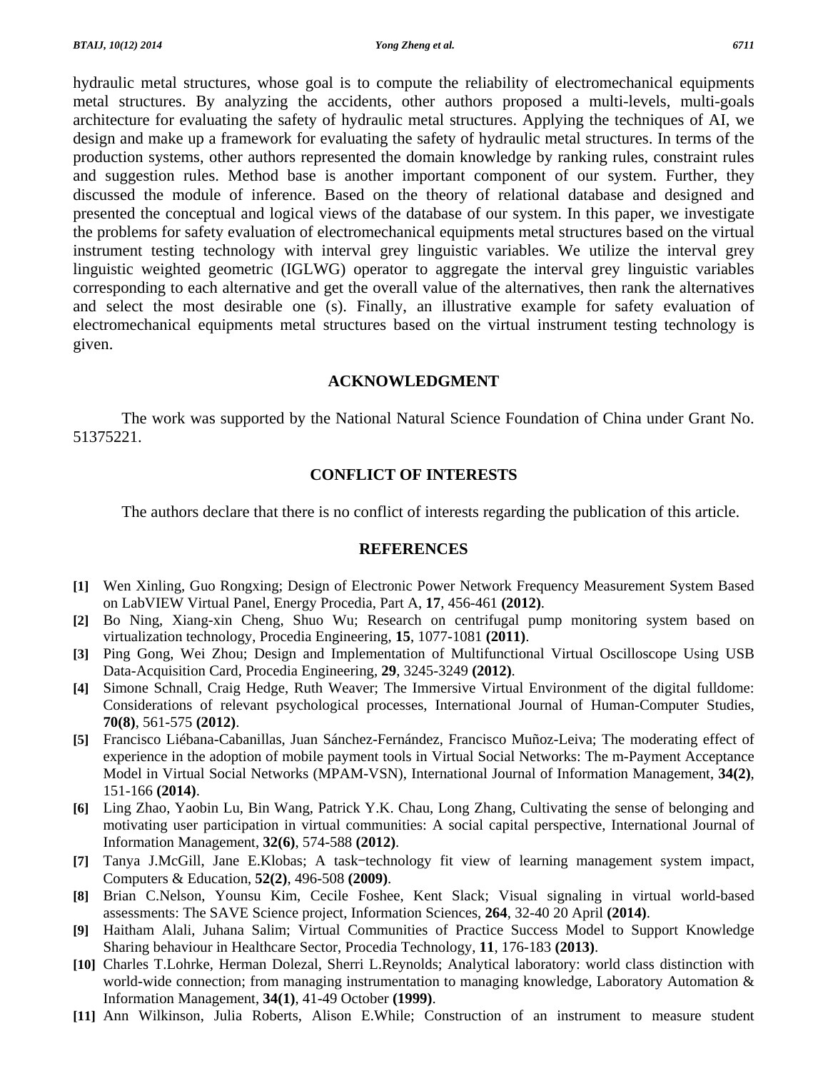hydraulic metal structures, whose goal is to compute the reliability of electromechanical equipments metal structures. By analyzing the accidents, other authors proposed a multi-levels, multi-goals architecture for evaluating the safety of hydraulic metal structures. Applying the techniques of AI, we design and make up a framework for evaluating the safety of hydraulic metal structures. In terms of the production systems, other authors represented the domain knowledge by ranking rules, constraint rules and suggestion rules. Method base is another important component of our system. Further, they discussed the module of inference. Based on the theory of relational database and designed and presented the conceptual and logical views of the database of our system. In this paper, we investigate the problems for safety evaluation of electromechanical equipments metal structures based on the virtual instrument testing technology with interval grey linguistic variables. We utilize the interval grey linguistic weighted geometric (IGLWG) operator to aggregate the interval grey linguistic variables corresponding to each alternative and get the overall value of the alternatives, then rank the alternatives and select the most desirable one (s). Finally, an illustrative example for safety evaluation of electromechanical equipments metal structures based on the virtual instrument testing technology is given.

## ACKNOWLEDGMENT

The work was supported by the National Natural Science Foundation of China under Grant No. 51375221.

## CONFLICT OF INTERESTS

The authors declare that there is no conflict of interests regarding the publication of this article.

## REFERENCES

**[1]** Wen Xinling, Guo Rongxing; Design of Electronic Power Network Frequency Measurement System Based on LabVIEW Virtual Panel, Energy Procedia, Part A, **17**, 456-461 **(2012)**.

**[2]** Bo Ning, Xiang-xin Cheng, Shuo Wu; Research on centrifugal pump monitoring system based on virtualization technology, Procedia Engineering, **15**, 1077-1081 **(2011)**.

**[3]** Ping Gong, Wei Zhou; Design and Implementation of Multifunctional Virtual Oscilloscope Using USB Data-Acquisition Card, Procedia Engineering, **29**, 3245-3249 **(2012)**.

**[4]** Simone Schnall, Craig Hedge, Ruth Weaver; The Immersive Virtual Environment of the digital fulldome: Considerations of relevant psychological processes, International Journal of Human-Computer Studies, **70(8)**, 561-575 **(2012)**.

**[5]** Francisco Liébana-Cabanillas, Juan Sánchez-Fernández, Francisco Muñoz-Leiva; The moderating effect of experience in the adoption of mobile payment tools in Virtual Social Networks: The m-Payment Acceptance Model in Virtual Social Networks (MPAM-VSN), International Journal of Information Management, **34(2)**, 151-166 **(2014)**.

**[6]** Ling Zhao, Yaobin Lu, Bin Wang, Patrick Y.K. Chau, Long Zhang, Cultivating the sense of belonging and motivating user participation in virtual communities: A social capital perspective, International Journal of Information Management, **32(6)**, 574-588 **(2012)**.

**[7]** Tanya J.McGill, Jane E.Klobas; A task−technology fit view of learning management system impact, Computers & Education, **52(2)**, 496-508 **(2009)**.

**[8]** Brian C.Nelson, Younsu Kim, Cecile Foshee, Kent Slack; Visual signaling in virtual world-based assessments: The SAVE Science project, Information Sciences, **264**, 32-40 20 April **(2014)**.

**[9]** Haitham Alali, Juhana Salim; Virtual Communities of Practice Success Model to Support Knowledge Sharing behaviour in Healthcare Sector, Procedia Technology, **11**, 176-183 **(2013)**.

**[10]** Charles T.Lohrke, Herman Dolezal, Sherri L.Reynolds; Analytical laboratory: world class distinction with world-wide connection; from managing instrumentation to managing knowledge, Laboratory Automation & Information Management, **34(1)**, 41-49 October **(1999)**.

**[11]** Ann Wilkinson, Julia Roberts, Alison E.While; Construction of an instrument to measure student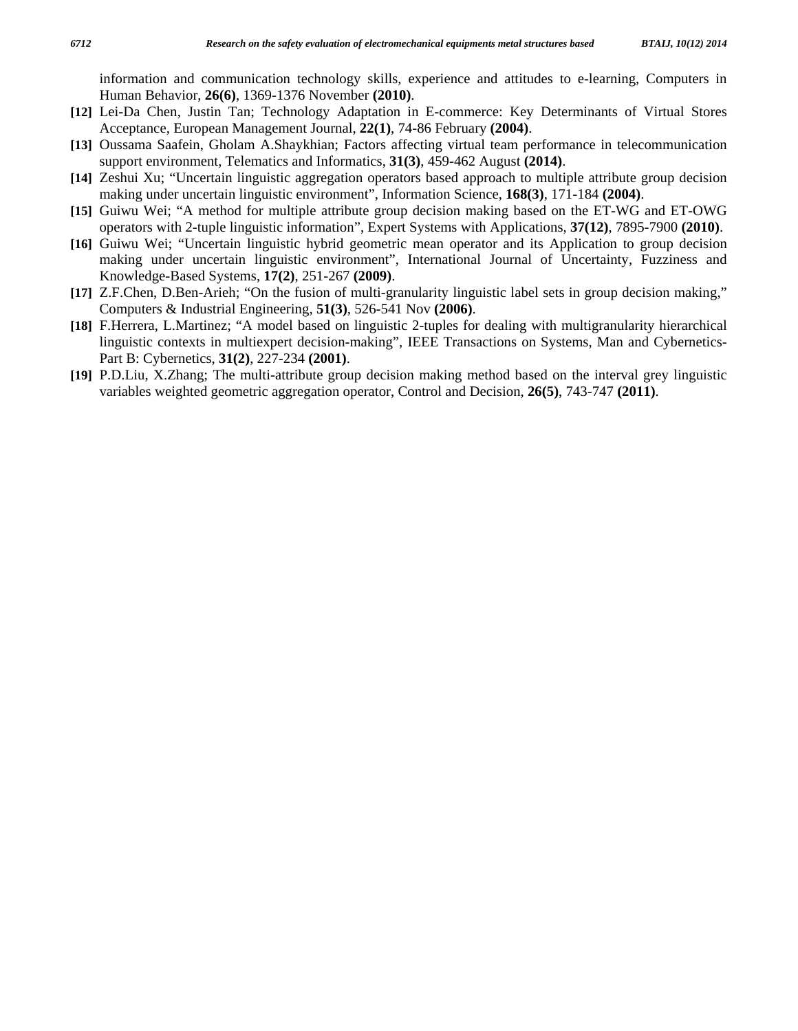information and communication technology skills, experience and attitudes to e-learning, Computers in Human Behavior, **26(6)**, 1369-1376 November **(2010)**.

**[12]** Lei-Da Chen, Justin Tan; Technology Adaptation in E-commerce: Key Determinants of Virtual Stores Acceptance, European Management Journal, **22(1)**, 74-86 February **(2004)**.

**[13]** Oussama Saafein, Gholam A.Shaykhian; Factors affecting virtual team performance in telecommunication support environment, Telematics and Informatics, **31(3)**, 459-462 August **(2014)**.

**[14]** Zeshui Xu; "Uncertain linguistic aggregation operators based approach to multiple attribute group decision making under uncertain linguistic environment", Information Science, **168(3)**, 171-184 **(2004)**.

**[15]** Guiwu Wei; "A method for multiple attribute group decision making based on the ET-WG and ET-OWG operators with 2-tuple linguistic information", Expert Systems with Applications, **37(12)**, 7895-7900 **(2010)**.

**[16]** Guiwu Wei; "Uncertain linguistic hybrid geometric mean operator and its Application to group decision making under uncertain linguistic environment", International Journal of Uncertainty, Fuzziness and Knowledge-Based Systems, **17(2)**, 251-267 **(2009)**.

**[17]** Z.F.Chen, D.Ben-Arieh; "On the fusion of multi-granularity linguistic label sets in group decision making," Computers & Industrial Engineering, **51(3)**, 526-541 Nov **(2006)**.

**[18]** F.Herrera, L.Martinez; "A model based on linguistic 2-tuples for dealing with multigranularity hierarchical linguistic contexts in multiexpert decision-making", IEEE Transactions on Systems, Man and Cybernetics-Part B: Cybernetics, **31(2)**, 227-234 **(2001)**.

**[19]** P.D.Liu, X.Zhang; The multi-attribute group decision making method based on the interval grey linguistic variables weighted geometric aggregation operator, Control and Decision, **26(5)**, 743-747 **(2011)**.